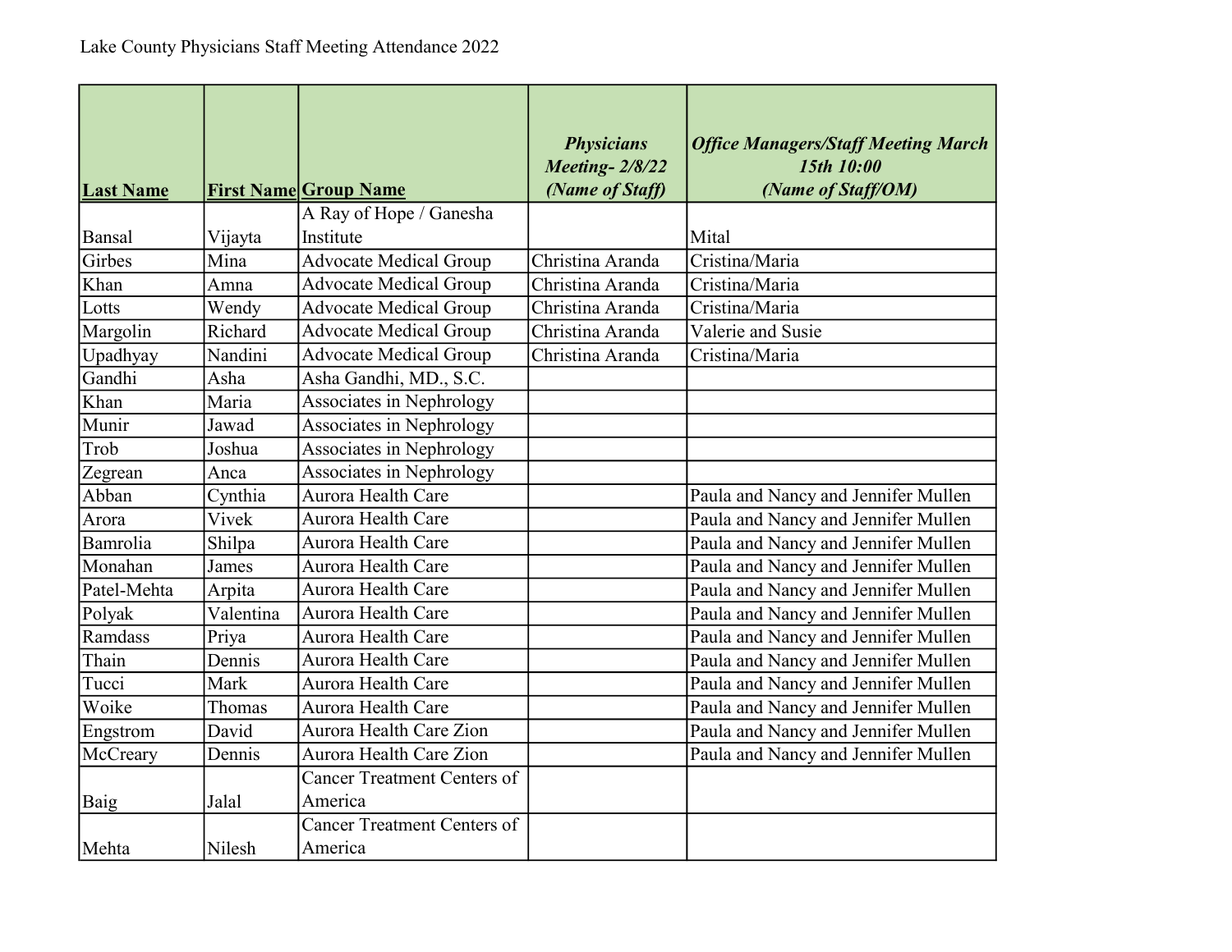Lake County Physicians Staff Meeting Attendance 2022

| Last Name | First Name | Group Name | *Physicians Meeting- 2/8/22 (Name of Staff)* | *Office Managers/Staff Meeting March 15th 10:00 (Name of Staff/OM)* |
|---|---|---|---|---|
| Bansal | Vijayta | A Ray of Hope / Ganesha Institute | | Mital |
| Girbes | Mina | Advocate Medical Group | Christina Aranda | Cristina/Maria |
| Khan | Amna | Advocate Medical Group | Christina Aranda | Cristina/Maria |
| Lotts | Wendy | Advocate Medical Group | Christina Aranda | Cristina/Maria |
| Margolin | Richard | Advocate Medical Group | Christina Aranda | Valerie and Susie |
| Upadhyay | Nandini | Advocate Medical Group | Christina Aranda | Cristina/Maria |
| Gandhi | Asha | Asha Gandhi, MD., S.C. | | |
| Khan | Maria | Associates in Nephrology | | |
| Munir | Jawad | Associates in Nephrology | | |
| Trob | Joshua | Associates in Nephrology | | |
| Zegrean | Anca | Associates in Nephrology | | |
| Abban | Cynthia | Aurora Health Care | | Paula and Nancy and Jennifer Mullen |
| Arora | Vivek | Aurora Health Care | | Paula and Nancy and Jennifer Mullen |
| Bamrolia | Shilpa | Aurora Health Care | | Paula and Nancy and Jennifer Mullen |
| Monahan | James | Aurora Health Care | | Paula and Nancy and Jennifer Mullen |
| Patel-Mehta | Arpita | Aurora Health Care | | Paula and Nancy and Jennifer Mullen |
| Polyak | Valentina | Aurora Health Care | | Paula and Nancy and Jennifer Mullen |
| Ramdass | Priya | Aurora Health Care | | Paula and Nancy and Jennifer Mullen |
| Thain | Dennis | Aurora Health Care | | Paula and Nancy and Jennifer Mullen |
| Tucci | Mark | Aurora Health Care | | Paula and Nancy and Jennifer Mullen |
| Woike | Thomas | Aurora Health Care | | Paula and Nancy and Jennifer Mullen |
| Engstrom | David | Aurora Health Care Zion | | Paula and Nancy and Jennifer Mullen |
| McCreary | Dennis | Aurora Health Care Zion | | Paula and Nancy and Jennifer Mullen |
| Baig | Jalal | Cancer Treatment Centers of America | | |
| Mehta | Nilesh | Cancer Treatment Centers of America | | |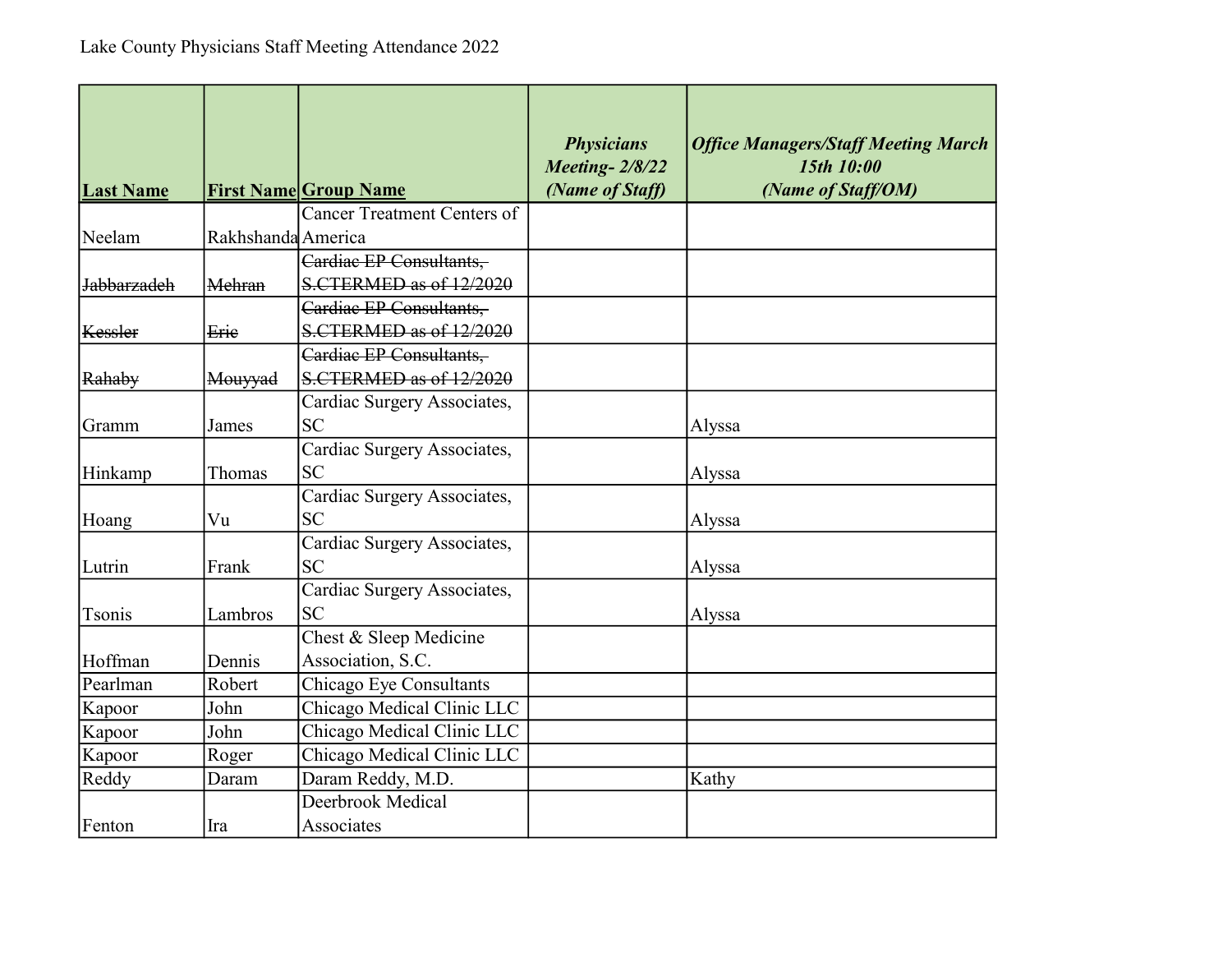Lake County Physicians Staff Meeting Attendance 2022

| Last Name | First Name | Group Name | ***Physicians Meeting- 2/8/22 (Name of Staff)*** | ***Office Managers/Staff Meeting March 15th 10:00 (Name of Staff/OM)*** |
|---|---|---|---|---|
| Neelam | Rakhshanda | Cancer Treatment Centers of America | | |
| ~~Jabbarzadeh~~ | ~~Mehran~~ | ~~Cardiac EP Consultants, S.CTERMED as of 12/2020~~ | | |
| ~~Kessler~~ | ~~Eric~~ | ~~Cardiac EP Consultants, S.CTERMED as of 12/2020~~ | | |
| ~~Rahaby~~ | ~~Mouyyad~~ | ~~Cardiac EP Consultants, S.CTERMED as of 12/2020~~ | | |
| Gramm | James | Cardiac Surgery Associates, SC | | Alyssa |
| Hinkamp | Thomas | Cardiac Surgery Associates, SC | | Alyssa |
| Hoang | Vu | Cardiac Surgery Associates, SC | | Alyssa |
| Lutrin | Frank | Cardiac Surgery Associates, SC | | Alyssa |
| Tsonis | Lambros | Cardiac Surgery Associates, SC | | Alyssa |
| Hoffman | Dennis | Chest & Sleep Medicine Association, S.C. | | |
| Pearlman | Robert | Chicago Eye Consultants | | |
| Kapoor | John | Chicago Medical Clinic LLC | | |
| Kapoor | John | Chicago Medical Clinic LLC | | |
| Kapoor | Roger | Chicago Medical Clinic LLC | | |
| Reddy | Daram | Daram Reddy, M.D. | | Kathy |
| Fenton | Ira | Deerbrook Medical Associates | | |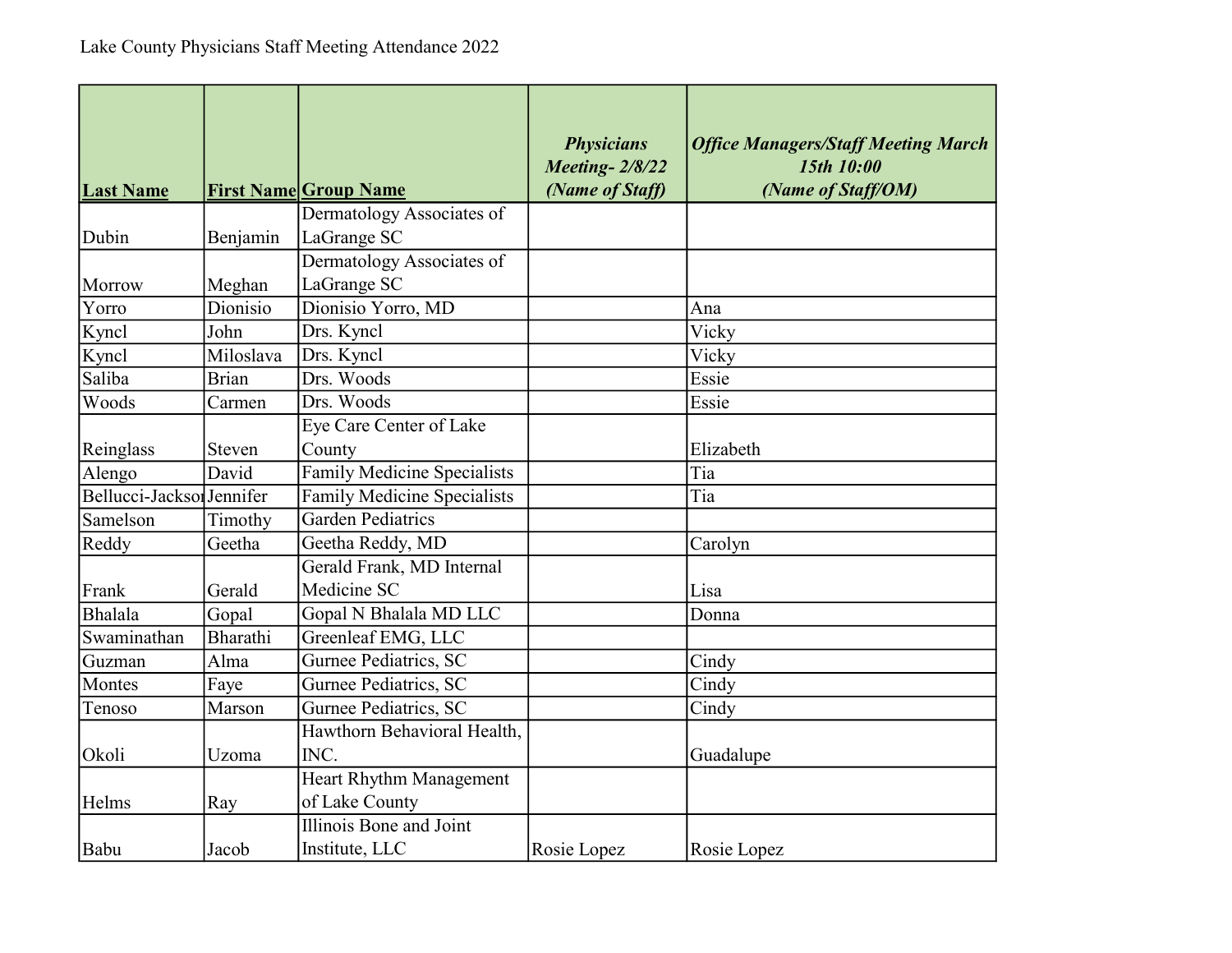Lake County Physicians Staff Meeting Attendance 2022

| Last Name | First Name | Group Name | *Physicians Meeting- 2/8/22 (Name of Staff)* | *Office Managers/Staff Meeting March 15th 10:00 (Name of Staff/OM)* |
|---|---|---|---|---|
| Dubin | Benjamin | Dermatology Associates of LaGrange SC | | |
| Morrow | Meghan | Dermatology Associates of LaGrange SC | | |
| Yorro | Dionisio | Dionisio Yorro, MD | | Ana |
| Kyncl | John | Drs. Kyncl | | Vicky |
| Kyncl | Miloslava | Drs. Kyncl | | Vicky |
| Saliba | Brian | Drs. Woods | | Essie |
| Woods | Carmen | Drs. Woods | | Essie |
| Reinglass | Steven | Eye Care Center of Lake County | | Elizabeth |
| Alengo | David | Family Medicine Specialists | | Tia |
| Bellucci-Jackson | Jennifer | Family Medicine Specialists | | Tia |
| Samelson | Timothy | Garden Pediatrics | | |
| Reddy | Geetha | Geetha Reddy, MD | | Carolyn |
| Frank | Gerald | Gerald Frank, MD Internal Medicine SC | | Lisa |
| Bhalala | Gopal | Gopal N Bhalala MD LLC | | Donna |
| Swaminathan | Bharathi | Greenleaf EMG, LLC | | |
| Guzman | Alma | Gurnee Pediatrics, SC | | Cindy |
| Montes | Faye | Gurnee Pediatrics, SC | | Cindy |
| Tenoso | Marson | Gurnee Pediatrics, SC | | Cindy |
| Okoli | Uzoma | Hawthorn Behavioral Health, INC. | | Guadalupe |
| Helms | Ray | Heart Rhythm Management of Lake County | | |
| Babu | Jacob | Illinois Bone and Joint Institute, LLC | Rosie Lopez | Rosie Lopez |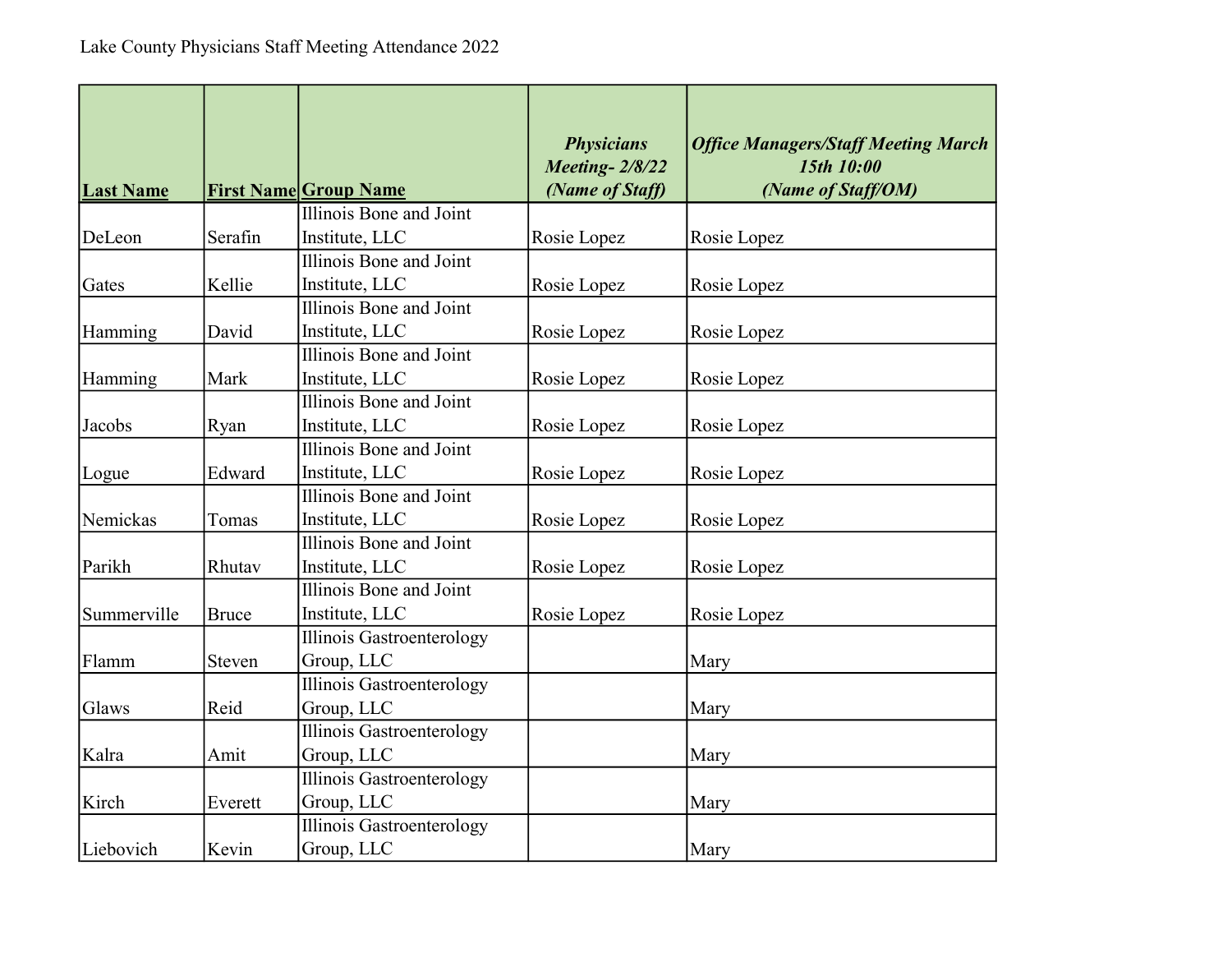Lake County Physicians Staff Meeting Attendance 2022

| Last Name | First Name | Group Name | *Physicians Meeting- 2/8/22 (Name of Staff)* | *Office Managers/Staff Meeting March 15th 10:00 (Name of Staff/OM)* |
|---|---|---|---|---|
| DeLeon | Serafin | Illinois Bone and Joint Institute, LLC | Rosie Lopez | Rosie Lopez |
| Gates | Kellie | Illinois Bone and Joint Institute, LLC | Rosie Lopez | Rosie Lopez |
| Hamming | David | Illinois Bone and Joint Institute, LLC | Rosie Lopez | Rosie Lopez |
| Hamming | Mark | Illinois Bone and Joint Institute, LLC | Rosie Lopez | Rosie Lopez |
| Jacobs | Ryan | Illinois Bone and Joint Institute, LLC | Rosie Lopez | Rosie Lopez |
| Logue | Edward | Illinois Bone and Joint Institute, LLC | Rosie Lopez | Rosie Lopez |
| Nemickas | Tomas | Illinois Bone and Joint Institute, LLC | Rosie Lopez | Rosie Lopez |
| Parikh | Rhutav | Illinois Bone and Joint Institute, LLC | Rosie Lopez | Rosie Lopez |
| Summerville | Bruce | Illinois Bone and Joint Institute, LLC | Rosie Lopez | Rosie Lopez |
| Flamm | Steven | Illinois Gastroenterology Group, LLC | | Mary |
| Glaws | Reid | Illinois Gastroenterology Group, LLC | | Mary |
| Kalra | Amit | Illinois Gastroenterology Group, LLC | | Mary |
| Kirch | Everett | Illinois Gastroenterology Group, LLC | | Mary |
| Liebovich | Kevin | Illinois Gastroenterology Group, LLC | | Mary |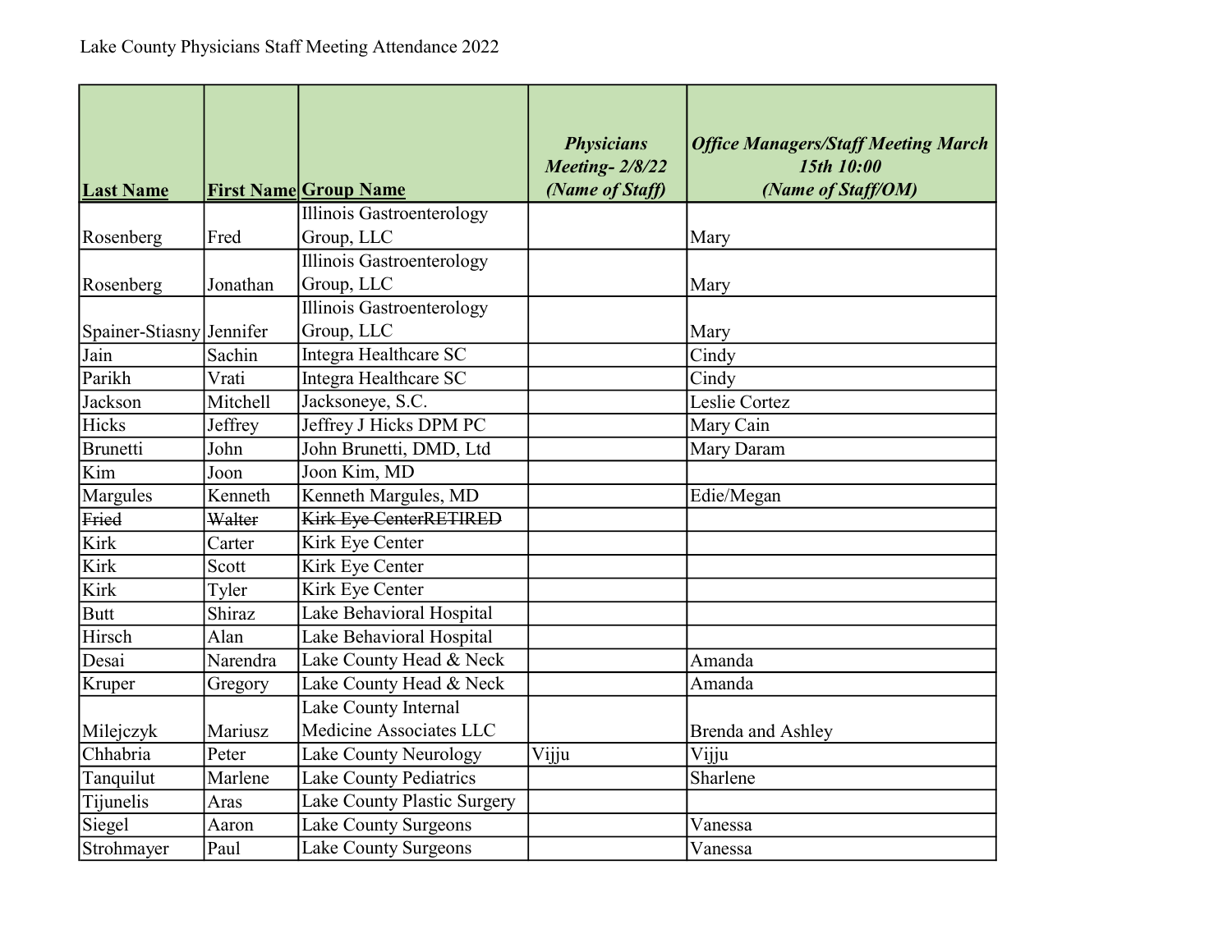Lake County Physicians Staff Meeting Attendance 2022

| Last Name | First Name | Group Name | *Physicians Meeting- 2/8/22 (Name of Staff)* | *Office Managers/Staff Meeting March 15th 10:00 (Name of Staff/OM)* |
|---|---|---|---|---|
| Rosenberg | Fred | Illinois Gastroenterology Group, LLC | | Mary |
| Rosenberg | Jonathan | Illinois Gastroenterology Group, LLC | | Mary |
| Spainer-Stiasny | Jennifer | Illinois Gastroenterology Group, LLC | | Mary |
| Jain | Sachin | Integra Healthcare SC | | Cindy |
| Parikh | Vrati | Integra Healthcare SC | | Cindy |
| Jackson | Mitchell | Jacksoneye, S.C. | | Leslie Cortez |
| Hicks | Jeffrey | Jeffrey J Hicks DPM PC | | Mary Cain |
| Brunetti | John | John Brunetti, DMD, Ltd | | Mary Daram |
| Kim | Joon | Joon Kim, MD | | |
| Margules | Kenneth | Kenneth Margules, MD | | Edie/Megan |
| ~~Fried~~ | ~~Walter~~ | ~~Kirk Eye CenterRETIRED~~ | | |
| Kirk | Carter | Kirk Eye Center | | |
| Kirk | Scott | Kirk Eye Center | | |
| Kirk | Tyler | Kirk Eye Center | | |
| Butt | Shiraz | Lake Behavioral Hospital | | |
| Hirsch | Alan | Lake Behavioral Hospital | | |
| Desai | Narendra | Lake County Head & Neck | | Amanda |
| Kruper | Gregory | Lake County Head & Neck | | Amanda |
| Milejczyk | Mariusz | Lake County Internal Medicine Associates LLC | | Brenda and Ashley |
| Chhabria | Peter | Lake County Neurology | Vijju | Vijju |
| Tanquilut | Marlene | Lake County Pediatrics | | Sharlene |
| Tijunelis | Aras | Lake County Plastic Surgery | | |
| Siegel | Aaron | Lake County Surgeons | | Vanessa |
| Strohmayer | Paul | Lake County Surgeons | | Vanessa |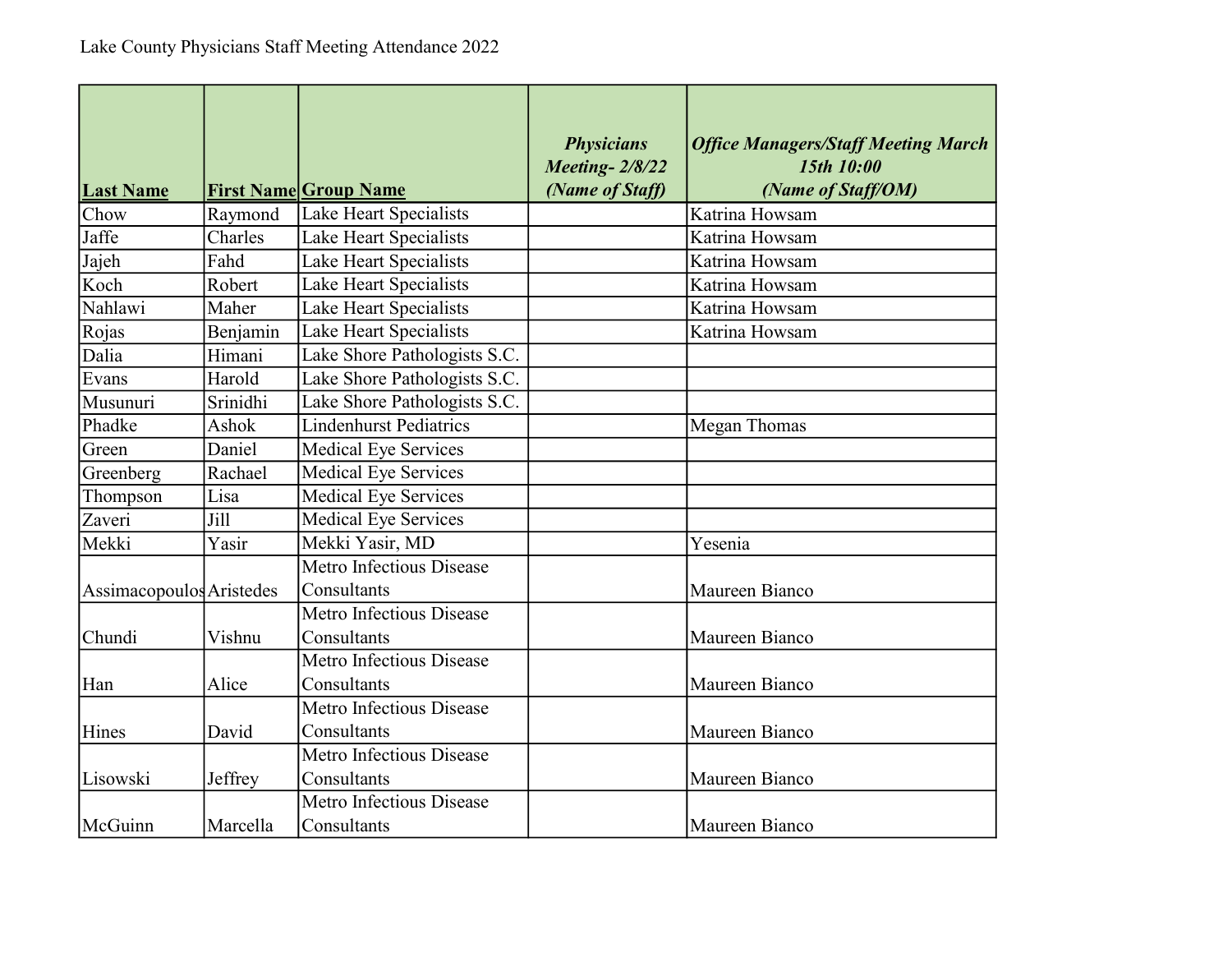Lake County Physicians Staff Meeting Attendance 2022

| Last Name | First Name | Group Name | *Physicians Meeting- 2/8/22 (Name of Staff)* | *Office Managers/Staff Meeting March 15th 10:00 (Name of Staff/OM)* |
|---|---|---|---|---|
| Chow | Raymond | Lake Heart Specialists | | Katrina Howsam |
| Jaffe | Charles | Lake Heart Specialists | | Katrina Howsam |
| Jajeh | Fahd | Lake Heart Specialists | | Katrina Howsam |
| Koch | Robert | Lake Heart Specialists | | Katrina Howsam |
| Nahlawi | Maher | Lake Heart Specialists | | Katrina Howsam |
| Rojas | Benjamin | Lake Heart Specialists | | Katrina Howsam |
| Dalia | Himani | Lake Shore Pathologists S.C. | | |
| Evans | Harold | Lake Shore Pathologists S.C. | | |
| Musunuri | Srinidhi | Lake Shore Pathologists S.C. | | |
| Phadke | Ashok | Lindenhurst Pediatrics | | Megan Thomas |
| Green | Daniel | Medical Eye Services | | |
| Greenberg | Rachael | Medical Eye Services | | |
| Thompson | Lisa | Medical Eye Services | | |
| Zaveri | Jill | Medical Eye Services | | |
| Mekki | Yasir | Mekki Yasir, MD | | Yesenia |
| Assimacopoulos | Aristedes | Metro Infectious Disease Consultants | | Maureen Bianco |
| Chundi | Vishnu | Metro Infectious Disease Consultants | | Maureen Bianco |
| Han | Alice | Metro Infectious Disease Consultants | | Maureen Bianco |
| Hines | David | Metro Infectious Disease Consultants | | Maureen Bianco |
| Lisowski | Jeffrey | Metro Infectious Disease Consultants | | Maureen Bianco |
| McGuinn | Marcella | Metro Infectious Disease Consultants | | Maureen Bianco |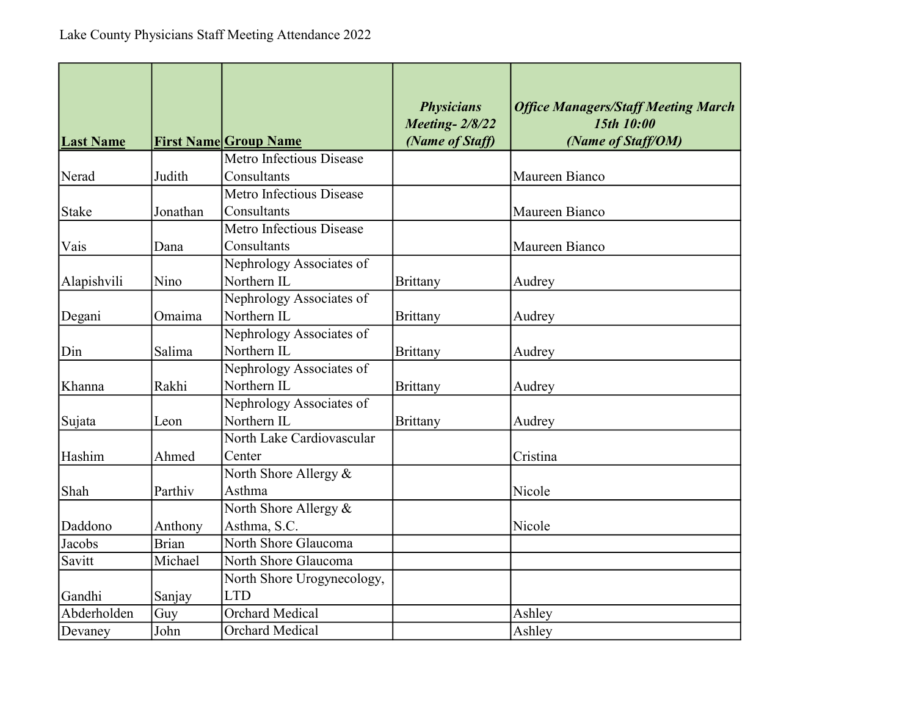Lake County Physicians Staff Meeting Attendance 2022

| Last Name | First Name | Group Name | *Physicians Meeting- 2/8/22 (Name of Staff)* | *Office Managers/Staff Meeting March 15th 10:00 (Name of Staff/OM)* |
|---|---|---|---|---|
| Nerad | Judith | Metro Infectious Disease Consultants | | Maureen Bianco |
| Stake | Jonathan | Metro Infectious Disease Consultants | | Maureen Bianco |
| Vais | Dana | Metro Infectious Disease Consultants | | Maureen Bianco |
| Alapishvili | Nino | Nephrology Associates of Northern IL | Brittany | Audrey |
| Degani | Omaima | Nephrology Associates of Northern IL | Brittany | Audrey |
| Din | Salima | Nephrology Associates of Northern IL | Brittany | Audrey |
| Khanna | Rakhi | Nephrology Associates of Northern IL | Brittany | Audrey |
| Sujata | Leon | Nephrology Associates of Northern IL | Brittany | Audrey |
| Hashim | Ahmed | North Lake Cardiovascular Center | | Cristina |
| Shah | Parthiv | North Shore Allergy & Asthma | | Nicole |
| Daddono | Anthony | North Shore Allergy & Asthma, S.C. | | Nicole |
| Jacobs | Brian | North Shore Glaucoma | | |
| Savitt | Michael | North Shore Glaucoma | | |
| Gandhi | Sanjay | North Shore Urogynecology, LTD | | |
| Abderholden | Guy | Orchard Medical | | Ashley |
| Devaney | John | Orchard Medical | | Ashley |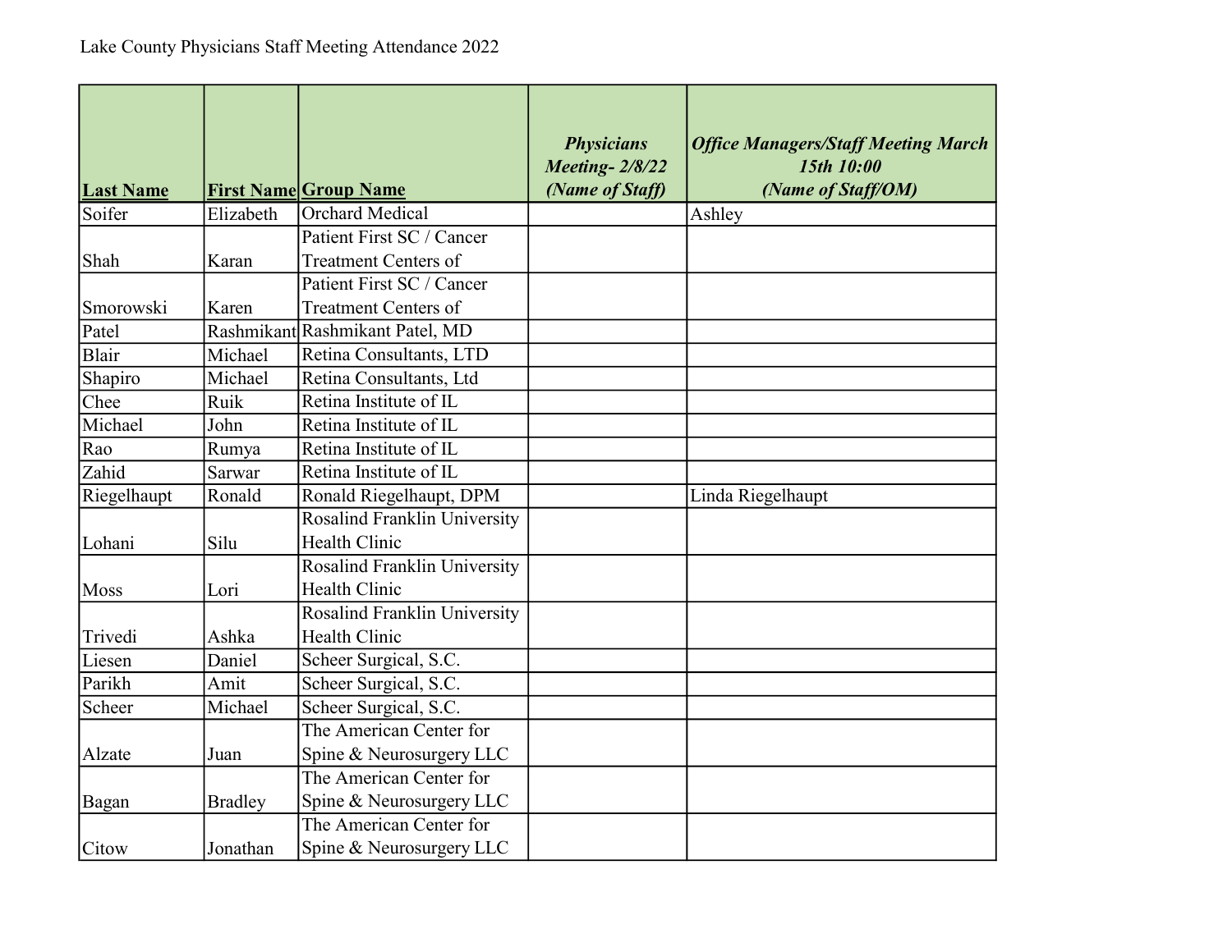Lake County Physicians Staff Meeting Attendance 2022

| **Last Name** | **First Name** | **Group Name** | ***Physicians Meeting- 2/8/22 (Name of Staff)*** | ***Office Managers/Staff Meeting March 15th 10:00 (Name of Staff/OM)*** |
|---|---|---|---|---|
| Soifer | Elizabeth | Orchard Medical | | Ashley |
| Shah | Karan | Patient First SC / Cancer Treatment Centers of | | |
| Smorowski | Karen | Patient First SC / Cancer Treatment Centers of | | |
| Patel | Rashmikant | Rashmikant Patel, MD | | |
| Blair | Michael | Retina Consultants, LTD | | |
| Shapiro | Michael | Retina Consultants, Ltd | | |
| Chee | Ruik | Retina Institute of IL | | |
| Michael | John | Retina Institute of IL | | |
| Rao | Rumya | Retina Institute of IL | | |
| Zahid | Sarwar | Retina Institute of IL | | |
| Riegelhaupt | Ronald | Ronald Riegelhaupt, DPM | | Linda Riegelhaupt |
| Lohani | Silu | Rosalind Franklin University Health Clinic | | |
| Moss | Lori | Rosalind Franklin University Health Clinic | | |
| Trivedi | Ashka | Rosalind Franklin University Health Clinic | | |
| Liesen | Daniel | Scheer Surgical, S.C. | | |
| Parikh | Amit | Scheer Surgical, S.C. | | |
| Scheer | Michael | Scheer Surgical, S.C. | | |
| Alzate | Juan | The American Center for Spine & Neurosurgery LLC | | |
| Bagan | Bradley | The American Center for Spine & Neurosurgery LLC | | |
| Citow | Jonathan | The American Center for Spine & Neurosurgery LLC | | |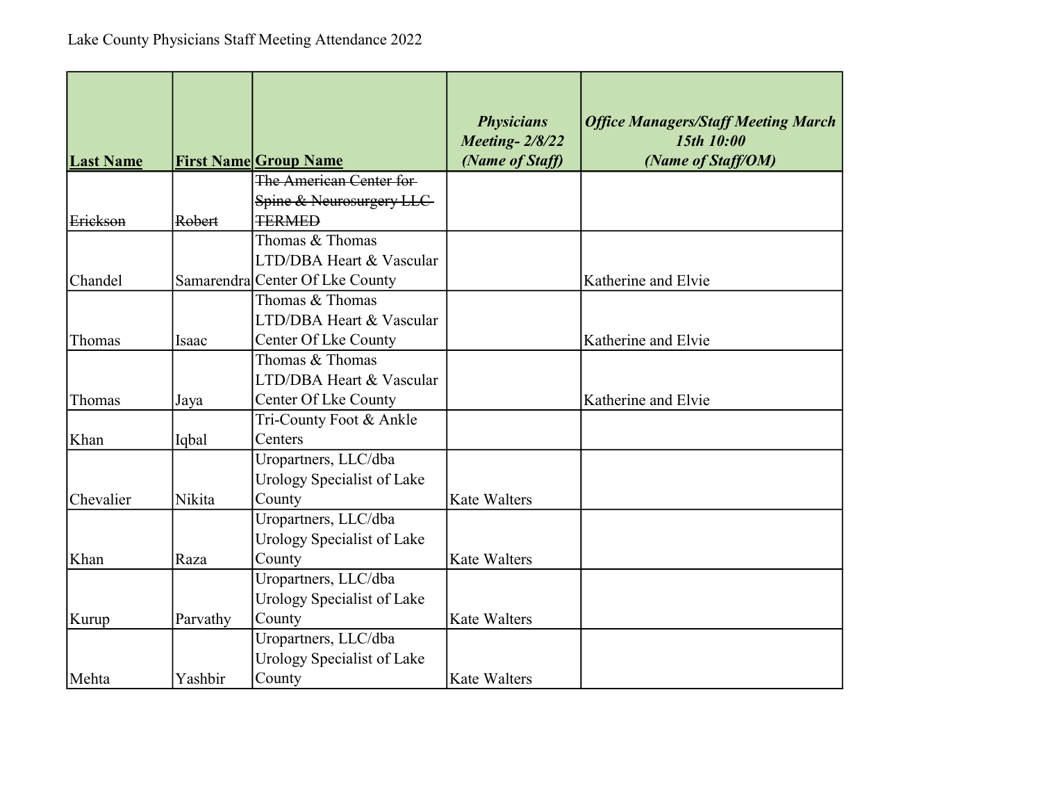Lake County Physicians Staff Meeting Attendance 2022

| **Last Name** | **First Name** | **Group Name** | ***Physicians Meeting- 2/8/22 (Name of Staff)*** | ***Office Managers/Staff Meeting March 15th 10:00 (Name of Staff/OM)*** |
|---|---|---|---|---|
| ~~Erickson~~ | ~~Robert~~ | ~~The American Center for Spine & Neurosurgery LLC TERMED~~ | | |
| Chandel | Samarendra | Thomas & Thomas LTD/DBA Heart & Vascular Center Of Lke County | | Katherine and Elvie |
| Thomas | Isaac | Thomas & Thomas LTD/DBA Heart & Vascular Center Of Lke County | | Katherine and Elvie |
| Thomas | Jaya | Thomas & Thomas LTD/DBA Heart & Vascular Center Of Lke County | | Katherine and Elvie |
| Khan | Iqbal | Tri-County Foot & Ankle Centers | | |
| Chevalier | Nikita | Uropartners, LLC/dba Urology Specialist of Lake County | Kate Walters | |
| Khan | Raza | Uropartners, LLC/dba Urology Specialist of Lake County | Kate Walters | |
| Kurup | Parvathy | Uropartners, LLC/dba Urology Specialist of Lake County | Kate Walters | |
| Mehta | Yashbir | Uropartners, LLC/dba Urology Specialist of Lake County | Kate Walters | |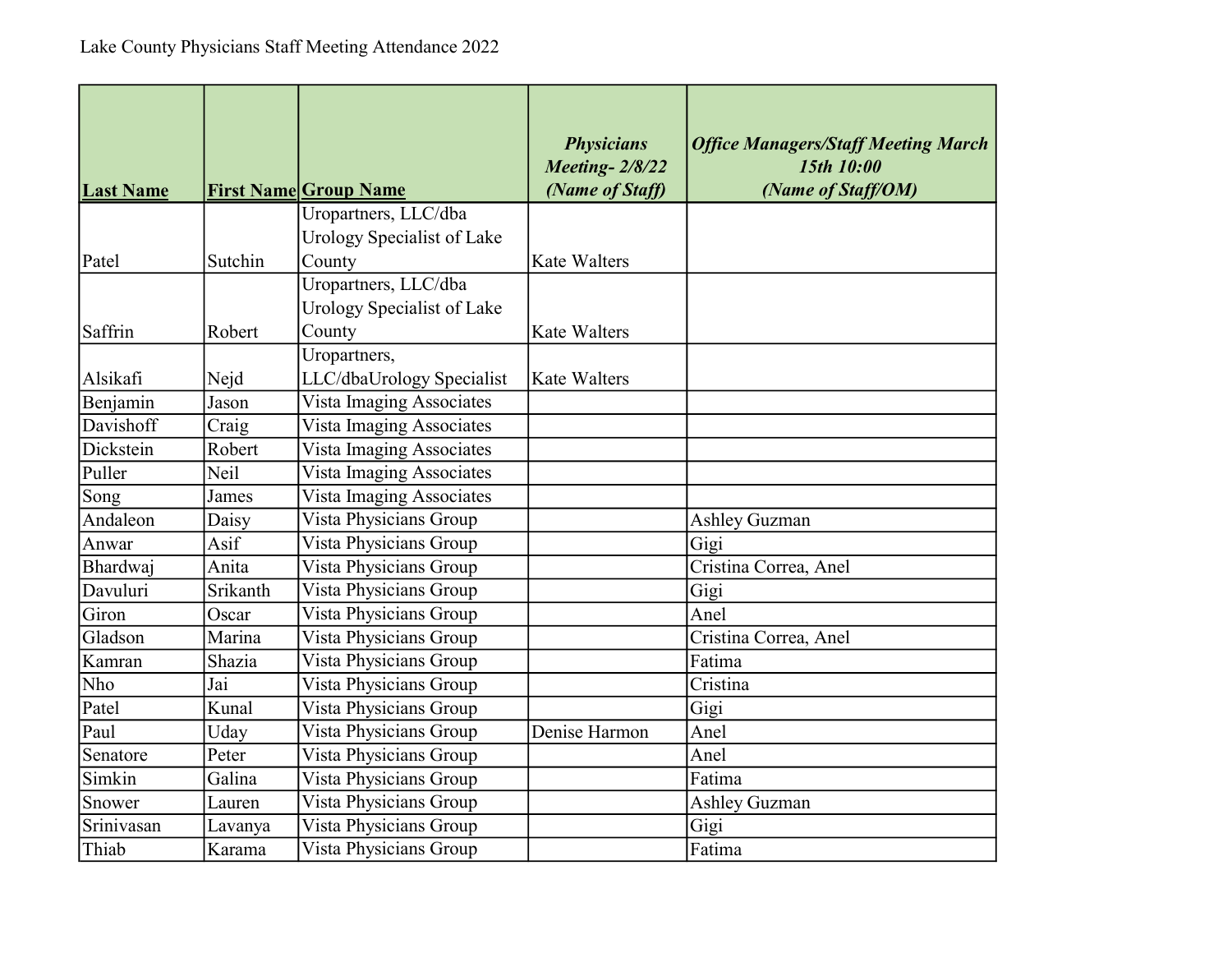Lake County Physicians Staff Meeting Attendance 2022

| Last Name | First Name | Group Name | *Physicians Meeting- 2/8/22 (Name of Staff)* | *Office Managers/Staff Meeting March 15th 10:00 (Name of Staff/OM)* |
|---|---|---|---|---|
| Patel | Sutchin | Uropartners, LLC/dba Urology Specialist of Lake County | Kate Walters | |
| Saffrin | Robert | Uropartners, LLC/dba Urology Specialist of Lake County | Kate Walters | |
| Alsikafi | Nejd | Uropartners, LLC/dbaUrology Specialist | Kate Walters | |
| Benjamin | Jason | Vista Imaging Associates | | |
| Davishoff | Craig | Vista Imaging Associates | | |
| Dickstein | Robert | Vista Imaging Associates | | |
| Puller | Neil | Vista Imaging Associates | | |
| Song | James | Vista Imaging Associates | | |
| Andaleon | Daisy | Vista Physicians Group | | Ashley Guzman |
| Anwar | Asif | Vista Physicians Group | | Gigi |
| Bhardwaj | Anita | Vista Physicians Group | | Cristina Correa, Anel |
| Davuluri | Srikanth | Vista Physicians Group | | Gigi |
| Giron | Oscar | Vista Physicians Group | | Anel |
| Gladson | Marina | Vista Physicians Group | | Cristina Correa, Anel |
| Kamran | Shazia | Vista Physicians Group | | Fatima |
| Nho | Jai | Vista Physicians Group | | Cristina |
| Patel | Kunal | Vista Physicians Group | | Gigi |
| Paul | Uday | Vista Physicians Group | Denise Harmon | Anel |
| Senatore | Peter | Vista Physicians Group | | Anel |
| Simkin | Galina | Vista Physicians Group | | Fatima |
| Snower | Lauren | Vista Physicians Group | | Ashley Guzman |
| Srinivasan | Lavanya | Vista Physicians Group | | Gigi |
| Thiab | Karama | Vista Physicians Group | | Fatima |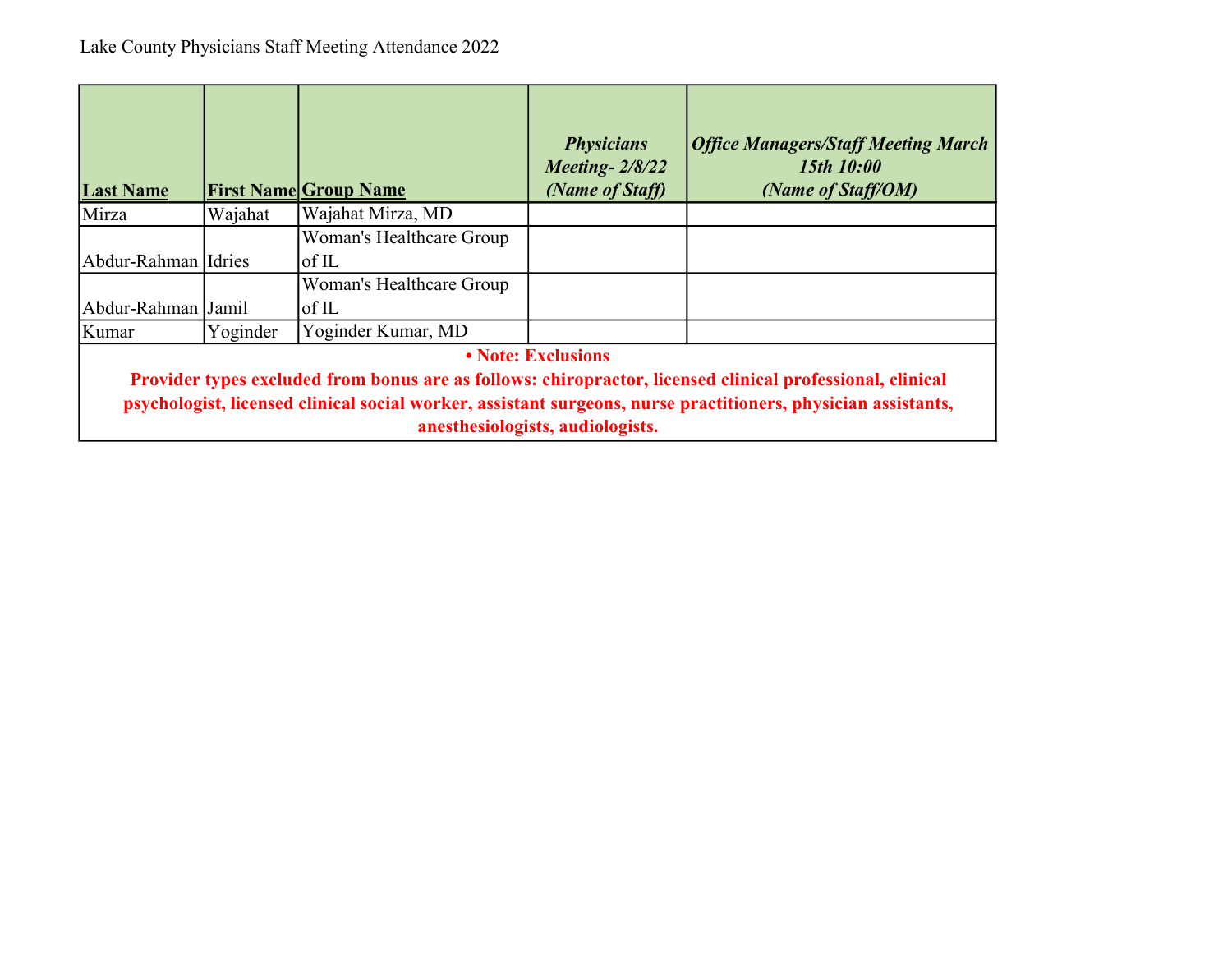Lake County Physicians Staff Meeting Attendance 2022

| Last Name | First Name | Group Name | *Physicians Meeting- 2/8/22 (Name of Staff)* | *Office Managers/Staff Meeting March 15th 10:00 (Name of Staff/OM)* |
|---|---|---|---|---|
| Mirza | Wajahat | Wajahat Mirza, MD | | |
| Abdur-Rahman | Idries | Woman's Healthcare Group of IL | | |
| Abdur-Rahman | Jamil | Woman's Healthcare Group of IL | | |
| Kumar | Yoginder | Yoginder Kumar, MD | | |

**• Note: Exclusions**

**Provider types excluded from bonus are as follows: chiropractor, licensed clinical professional, clinical psychologist, licensed clinical social worker, assistant surgeons, nurse practitioners, physician assistants, anesthesiologists, audiologists.**